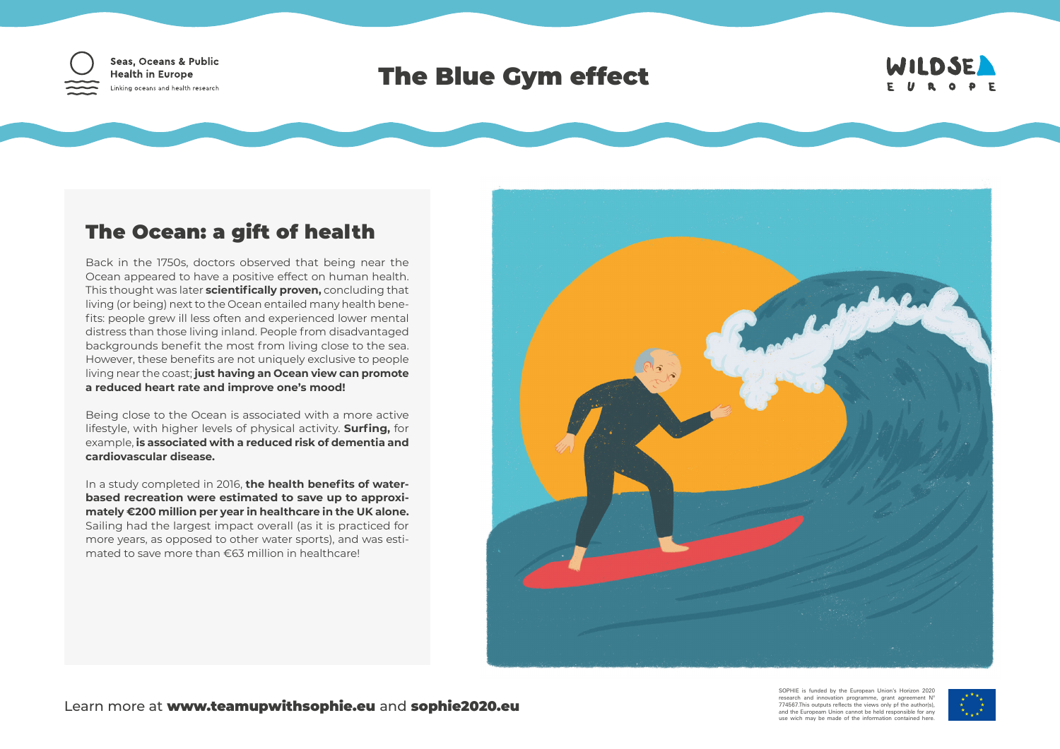Seas, Oceans & Public Health in Europe
Linking oceans and health research

# The Blue Gym effect

WILDSEA EUROPE

## The Ocean: a gift of health

Back in the 1750s, doctors observed that being near the Ocean appeared to have a positive effect on human health. This thought was later **scientifically proven,** concluding that living (or being) next to the Ocean entailed many health benefits: people grew ill less often and experienced lower mental distress than those living inland. People from disadvantaged backgrounds benefit the most from living close to the sea. However, these benefits are not uniquely exclusive to people living near the coast; **just having an Ocean view can promote a reduced heart rate and improve one's mood!**

Being close to the Ocean is associated with a more active lifestyle, with higher levels of physical activity. **Surfing,** for example, **is associated with a reduced risk of dementia and cardiovascular disease.**

In a study completed in 2016, **the health benefits of water-based recreation were estimated to save up to approximately €200 million per year in healthcare in the UK alone.** Sailing had the largest impact overall (as it is practiced for more years, as opposed to other water sports), and was estimated to save more than €63 million in healthcare!

Learn more at **www.teamupwithsophie.eu** and **sophie2020.eu**

SOPHIE is funded by the European Union's Horizon 2020 research and innovation programme, grant agreement N° 774567.This outputs reflects the views only pf the author(s), and the Europeam Union cannot be held responsible for any use wich may be made of the information contained here.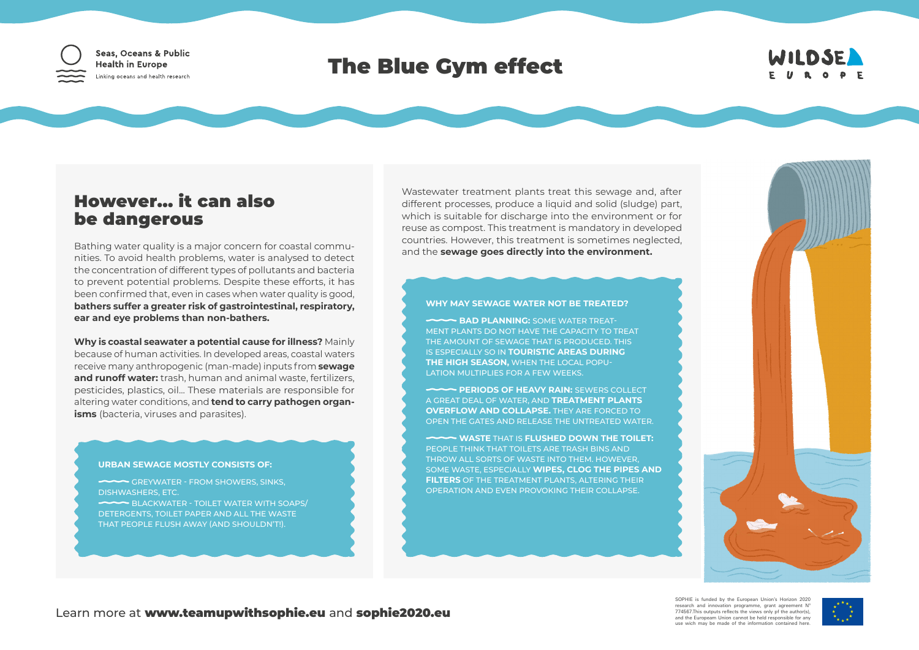Seas, Oceans & Public Health in Europe
Linking oceans and health research

# The Blue Gym effect

WILDSEA EUROPE

## However… it can also be dangerous

Bathing water quality is a major concern for coastal communities. To avoid health problems, water is analysed to detect the concentration of different types of pollutants and bacteria to prevent potential problems. Despite these efforts, it has been confirmed that, even in cases when water quality is good, **bathers suffer a greater risk of gastrointestinal, respiratory, ear and eye problems than non-bathers.**

**Why is coastal seawater a potential cause for illness?** Mainly because of human activities. In developed areas, coastal waters receive many anthropogenic (man-made) inputs from **sewage and runoff water:** trash, human and animal waste, fertilizers, pesticides, plastics, oil… These materials are responsible for altering water conditions, and **tend to carry pathogen organisms** (bacteria, viruses and parasites).

**URBAN SEWAGE MOSTLY CONSISTS OF:**

- GREYWATER - FROM SHOWERS, SINKS, DISHWASHERS, ETC.
- BLACKWATER - TOILET WATER WITH SOAPS/ DETERGENTS, TOILET PAPER AND ALL THE WASTE THAT PEOPLE FLUSH AWAY (AND SHOULDN'T!).

Wastewater treatment plants treat this sewage and, after different processes, produce a liquid and solid (sludge) part, which is suitable for discharge into the environment or for reuse as compost. This treatment is mandatory in developed countries. However, this treatment is sometimes neglected, and the **sewage goes directly into the environment.**

**WHY MAY SEWAGE WATER NOT BE TREATED?**

- **BAD PLANNING:** SOME WATER TREATMENT PLANTS DO NOT HAVE THE CAPACITY TO TREAT THE AMOUNT OF SEWAGE THAT IS PRODUCED. THIS IS ESPECIALLY SO IN **TOURISTIC AREAS DURING THE HIGH SEASON,** WHEN THE LOCAL POPULATION MULTIPLIES FOR A FEW WEEKS.
- **PERIODS OF HEAVY RAIN:** SEWERS COLLECT A GREAT DEAL OF WATER, AND **TREATMENT PLANTS OVERFLOW AND COLLAPSE.** THEY ARE FORCED TO OPEN THE GATES AND RELEASE THE UNTREATED WATER.
- **WASTE** THAT IS **FLUSHED DOWN THE TOILET:** PEOPLE THINK THAT TOILETS ARE TRASH BINS AND THROW ALL SORTS OF WASTE INTO THEM. HOWEVER, SOME WASTE, ESPECIALLY **WIPES, CLOG THE PIPES AND FILTERS** OF THE TREATMENT PLANTS, ALTERING THEIR OPERATION AND EVEN PROVOKING THEIR COLLAPSE.

Learn more at **www.teamupwithsophie.eu** and **sophie2020.eu**

SOPHIE is funded by the European Union's Horizon 2020 research and innovation programme, grant agreement N° 774567.This outputs reflects the views only pf the author(s), and the European Union cannot be held responsible for any use wich may be made of the information contained here.